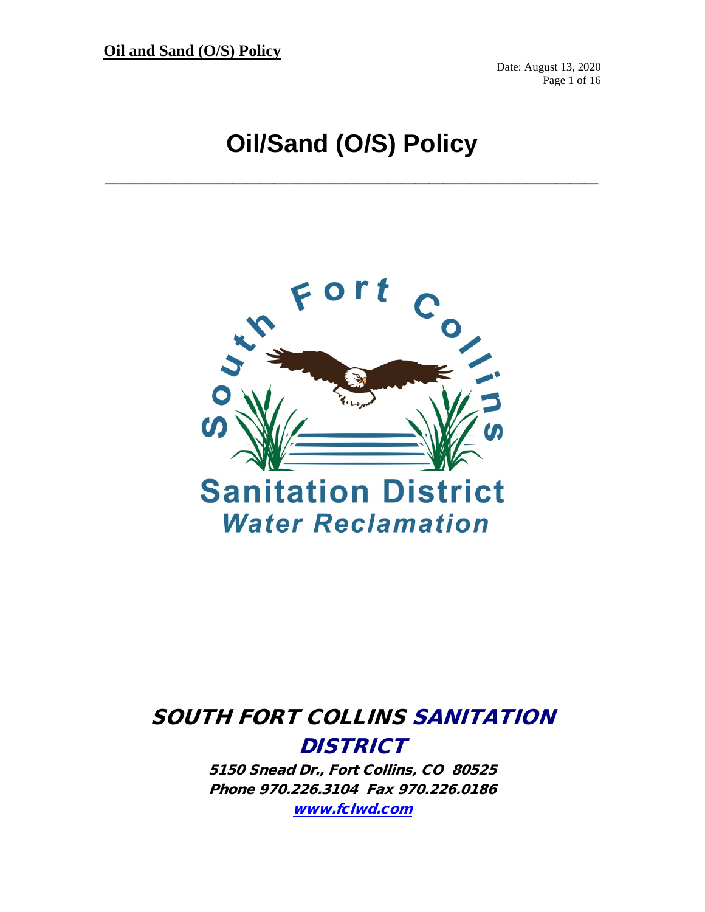# Oil/Sand (O/S) Policy

Date: August 13, 2020

---

South Fort Collins

**Sanitation District**

***Water Reclamation***

## SOUTH FORT COLLINS SANITATION DISTRICT

**5150 Snead Dr., Fort Collins, CO 80525**

**Phone 970.226.3104 Fax 970.226.0186**

**www.fclwd.com**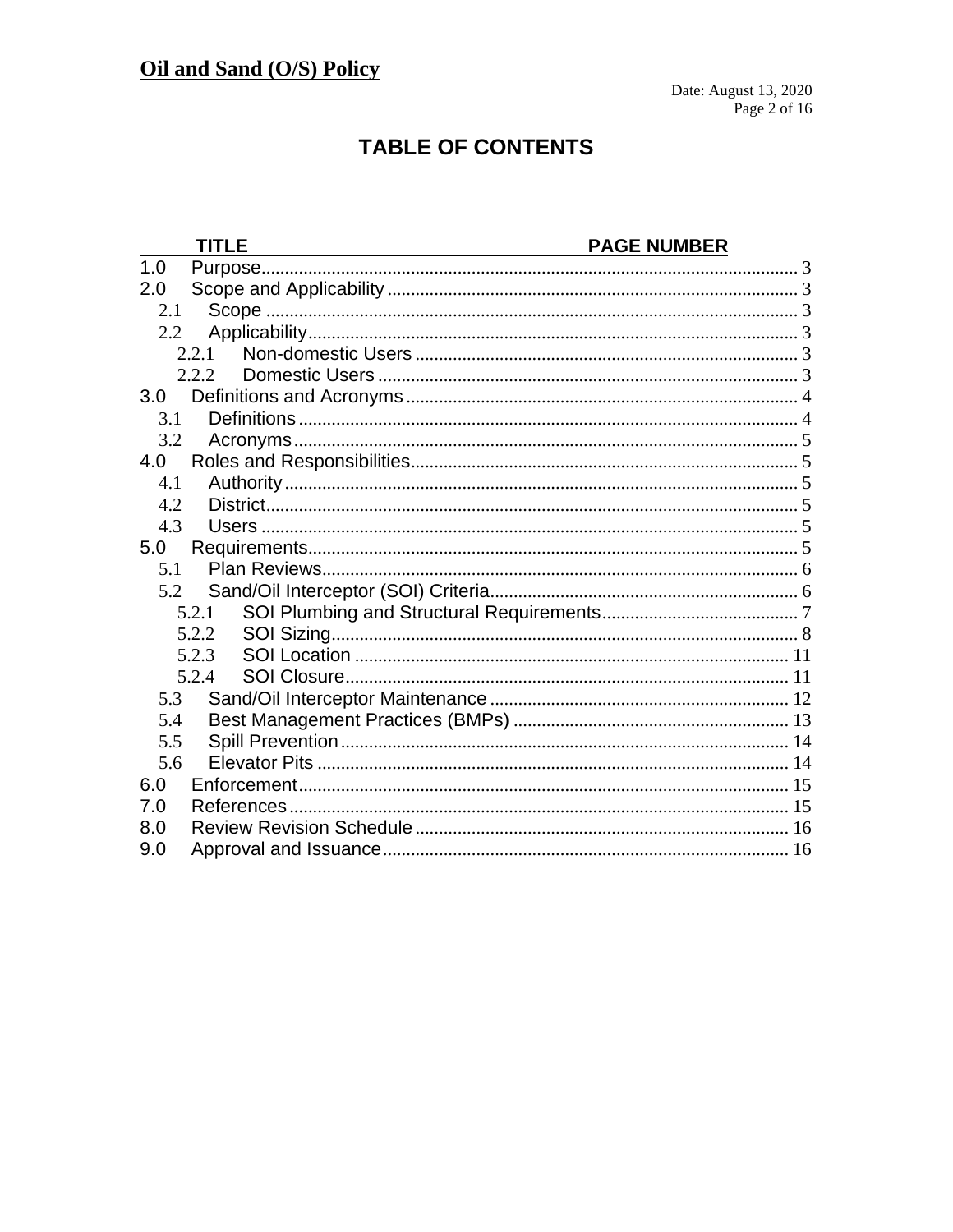# TABLE OF CONTENTS

| TITLE | PAGE NUMBER |
|---|---|
| 1.0 Purpose | 3 |
| 2.0 Scope and Applicability | 3 |
| 2.1 Scope | 3 |
| 2.2 Applicability | 3 |
| 2.2.1 Non-domestic Users | 3 |
| 2.2.2 Domestic Users | 3 |
| 3.0 Definitions and Acronyms | 4 |
| 3.1 Definitions | 4 |
| 3.2 Acronyms | 5 |
| 4.0 Roles and Responsibilities | 5 |
| 4.1 Authority | 5 |
| 4.2 District | 5 |
| 4.3 Users | 5 |
| 5.0 Requirements | 5 |
| 5.1 Plan Reviews | 6 |
| 5.2 Sand/Oil Interceptor (SOI) Criteria | 6 |
| 5.2.1 SOI Plumbing and Structural Requirements | 7 |
| 5.2.2 SOI Sizing | 8 |
| 5.2.3 SOI Location | 11 |
| 5.2.4 SOI Closure | 11 |
| 5.3 Sand/Oil Interceptor Maintenance | 12 |
| 5.4 Best Management Practices (BMPs) | 13 |
| 5.5 Spill Prevention | 14 |
| 5.6 Elevator Pits | 14 |
| 6.0 Enforcement | 15 |
| 7.0 References | 15 |
| 8.0 Review Revision Schedule | 16 |
| 9.0 Approval and Issuance | 16 |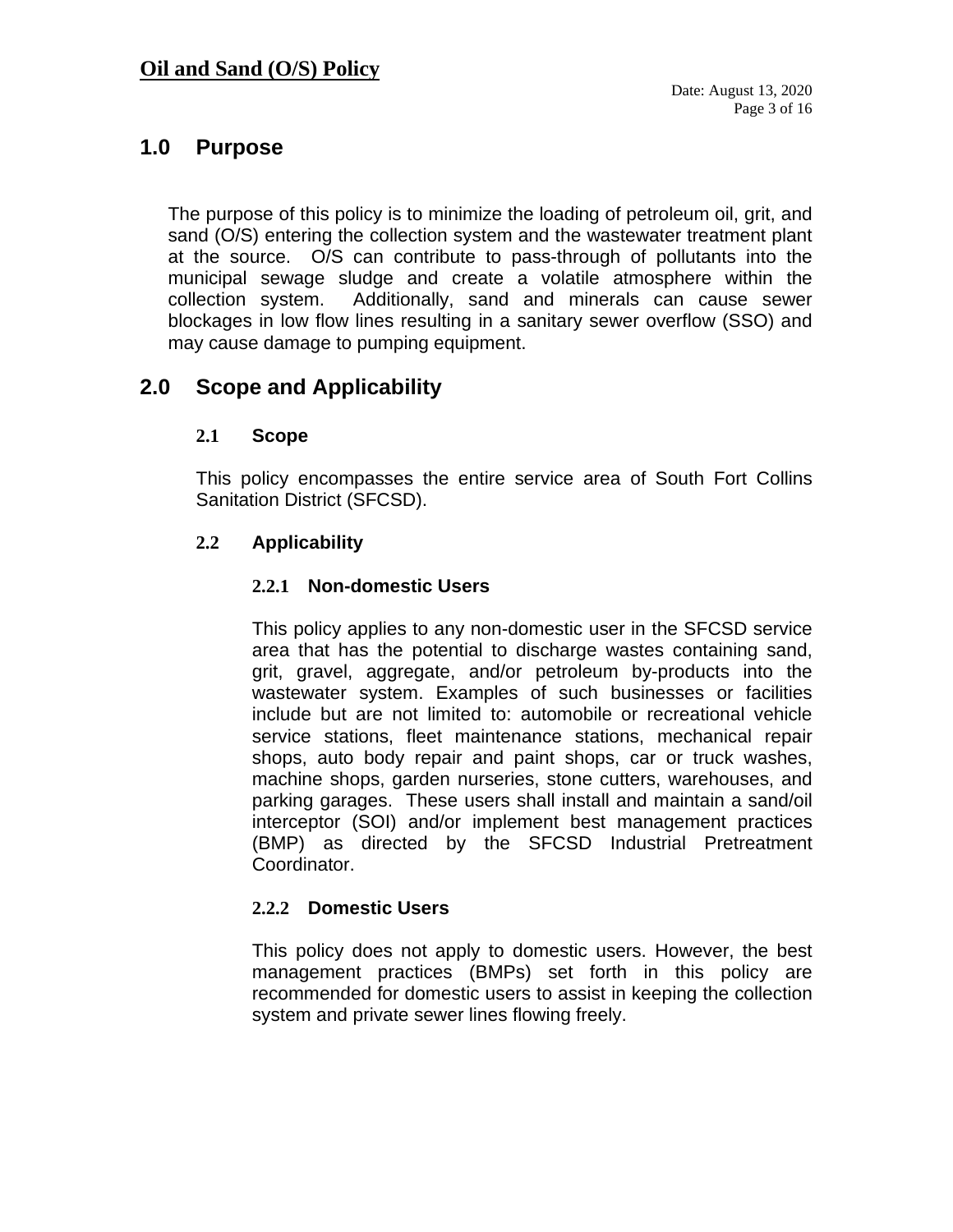# 1.0 Purpose

The purpose of this policy is to minimize the loading of petroleum oil, grit, and sand (O/S) entering the collection system and the wastewater treatment plant at the source. O/S can contribute to pass-through of pollutants into the municipal sewage sludge and create a volatile atmosphere within the collection system. Additionally, sand and minerals can cause sewer blockages in low flow lines resulting in a sanitary sewer overflow (SSO) and may cause damage to pumping equipment.

# 2.0 Scope and Applicability

## 2.1 Scope

This policy encompasses the entire service area of South Fort Collins Sanitation District (SFCSD).

## 2.2 Applicability

### 2.2.1 Non-domestic Users

This policy applies to any non-domestic user in the SFCSD service area that has the potential to discharge wastes containing sand, grit, gravel, aggregate, and/or petroleum by-products into the wastewater system. Examples of such businesses or facilities include but are not limited to: automobile or recreational vehicle service stations, fleet maintenance stations, mechanical repair shops, auto body repair and paint shops, car or truck washes, machine shops, garden nurseries, stone cutters, warehouses, and parking garages. These users shall install and maintain a sand/oil interceptor (SOI) and/or implement best management practices (BMP) as directed by the SFCSD Industrial Pretreatment Coordinator.

### 2.2.2 Domestic Users

This policy does not apply to domestic users. However, the best management practices (BMPs) set forth in this policy are recommended for domestic users to assist in keeping the collection system and private sewer lines flowing freely.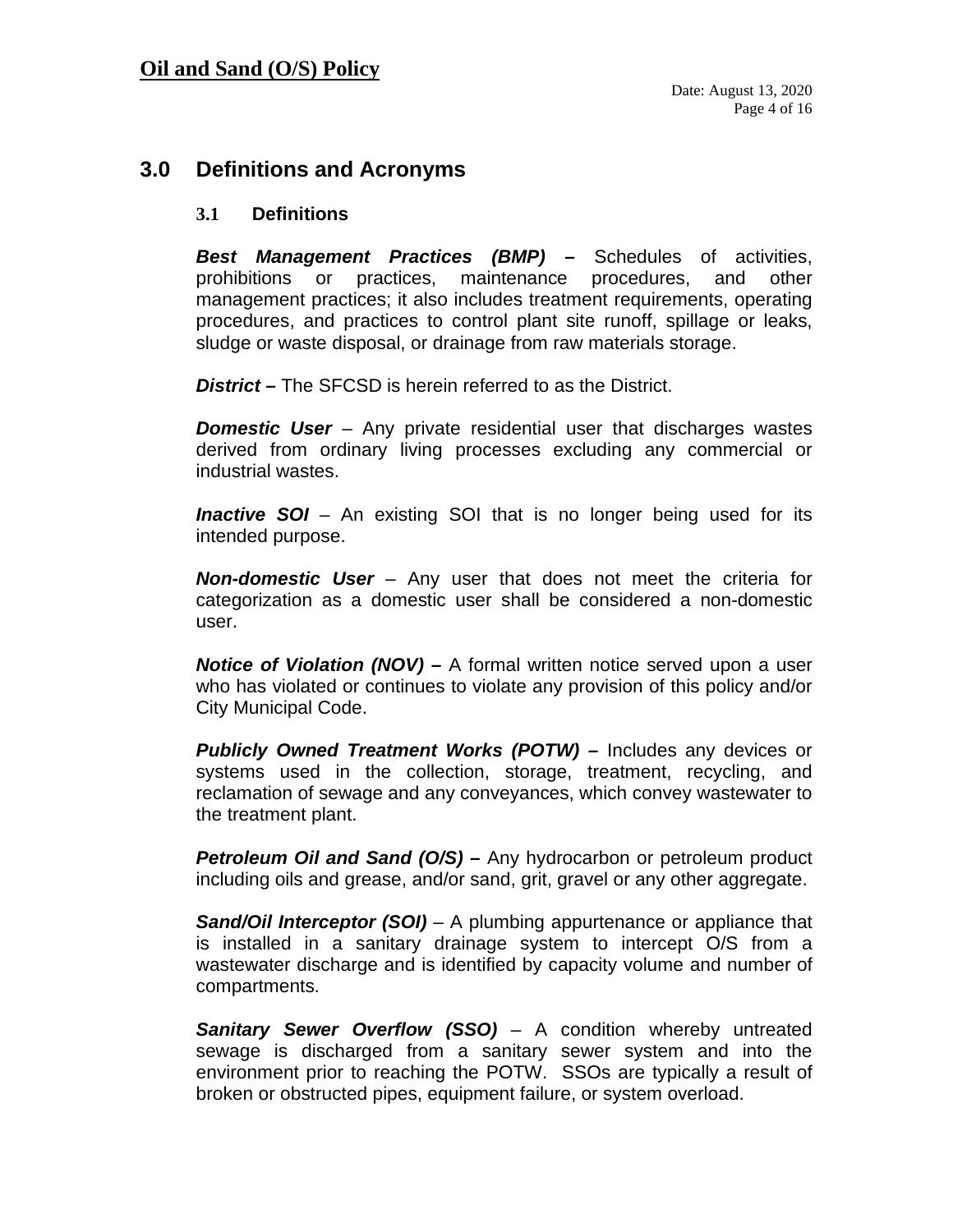## 3.0 Definitions and Acronyms

### 3.1 Definitions

***Best Management Practices (BMP) –*** Schedules of activities, prohibitions or practices, maintenance procedures, and other management practices; it also includes treatment requirements, operating procedures, and practices to control plant site runoff, spillage or leaks, sludge or waste disposal, or drainage from raw materials storage.

***District –*** The SFCSD is herein referred to as the District.

***Domestic User*** – Any private residential user that discharges wastes derived from ordinary living processes excluding any commercial or industrial wastes.

***Inactive SOI*** – An existing SOI that is no longer being used for its intended purpose.

***Non-domestic User*** – Any user that does not meet the criteria for categorization as a domestic user shall be considered a non-domestic user.

***Notice of Violation (NOV) –*** A formal written notice served upon a user who has violated or continues to violate any provision of this policy and/or City Municipal Code.

***Publicly Owned Treatment Works (POTW) –*** Includes any devices or systems used in the collection, storage, treatment, recycling, and reclamation of sewage and any conveyances, which convey wastewater to the treatment plant.

***Petroleum Oil and Sand (O/S) –*** Any hydrocarbon or petroleum product including oils and grease, and/or sand, grit, gravel or any other aggregate.

***Sand/Oil Interceptor (SOI)*** – A plumbing appurtenance or appliance that is installed in a sanitary drainage system to intercept O/S from a wastewater discharge and is identified by capacity volume and number of compartments.

***Sanitary Sewer Overflow (SSO)*** – A condition whereby untreated sewage is discharged from a sanitary sewer system and into the environment prior to reaching the POTW. SSOs are typically a result of broken or obstructed pipes, equipment failure, or system overload.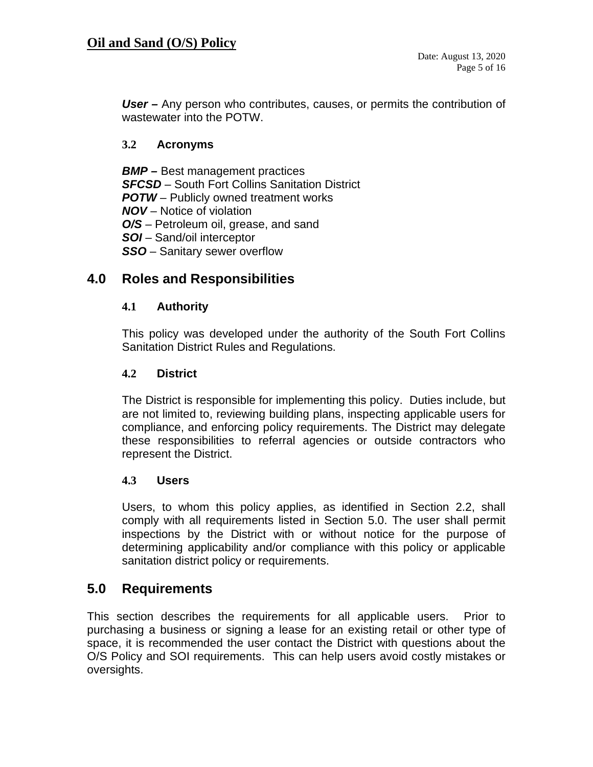***User –*** Any person who contributes, causes, or permits the contribution of wastewater into the POTW.

### 3.2 Acronyms

***BMP –*** Best management practices
***SFCSD*** – South Fort Collins Sanitation District
***POTW*** – Publicly owned treatment works
***NOV*** – Notice of violation
***O/S*** – Petroleum oil, grease, and sand
***SOI*** – Sand/oil interceptor
***SSO*** – Sanitary sewer overflow

## 4.0 Roles and Responsibilities

### 4.1 Authority

This policy was developed under the authority of the South Fort Collins Sanitation District Rules and Regulations.

### 4.2 District

The District is responsible for implementing this policy. Duties include, but are not limited to, reviewing building plans, inspecting applicable users for compliance, and enforcing policy requirements. The District may delegate these responsibilities to referral agencies or outside contractors who represent the District.

### 4.3 Users

Users, to whom this policy applies, as identified in Section 2.2, shall comply with all requirements listed in Section 5.0. The user shall permit inspections by the District with or without notice for the purpose of determining applicability and/or compliance with this policy or applicable sanitation district policy or requirements.

## 5.0 Requirements

This section describes the requirements for all applicable users. Prior to purchasing a business or signing a lease for an existing retail or other type of space, it is recommended the user contact the District with questions about the O/S Policy and SOI requirements. This can help users avoid costly mistakes or oversights.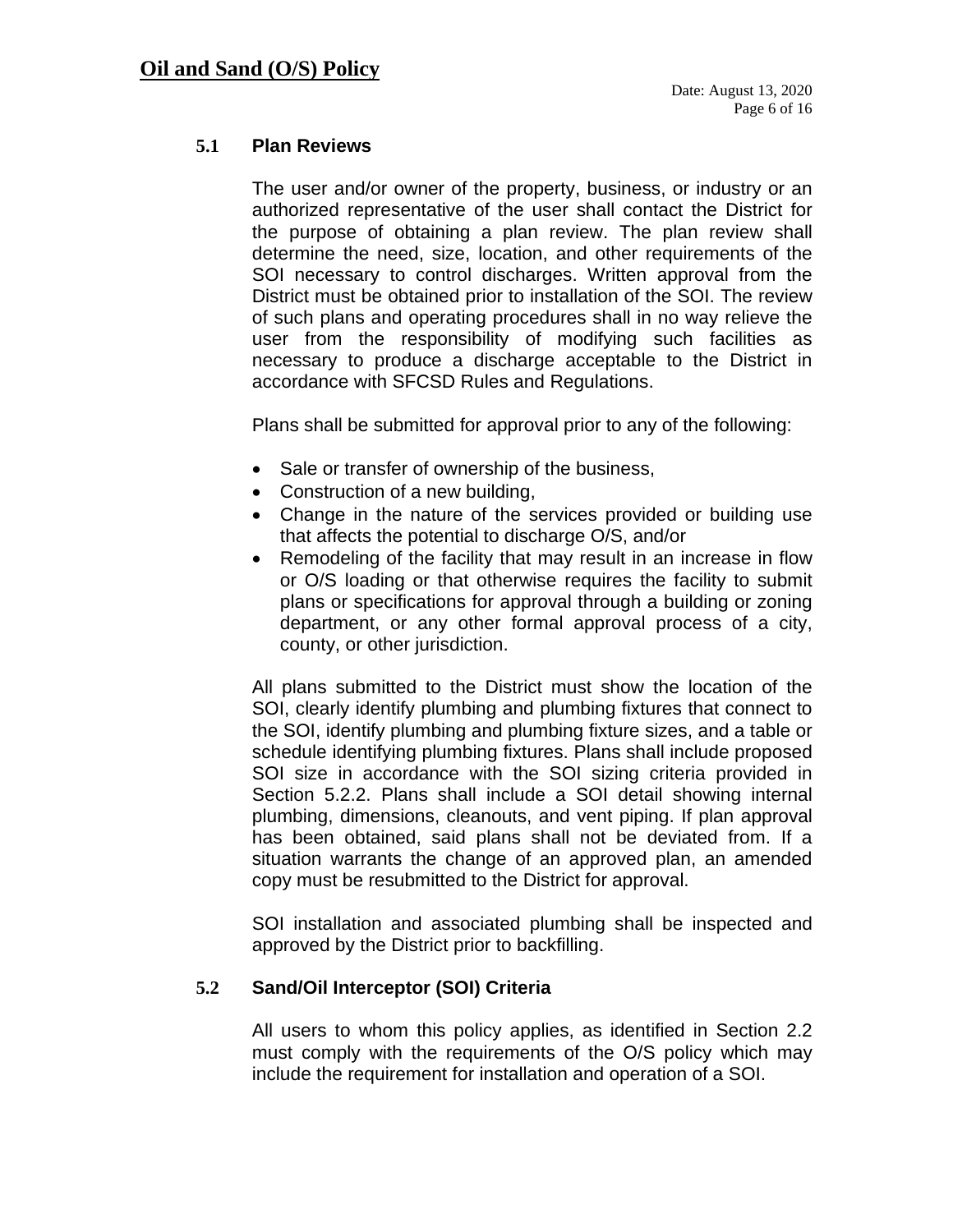### 5.1 Plan Reviews

The user and/or owner of the property, business, or industry or an authorized representative of the user shall contact the District for the purpose of obtaining a plan review. The plan review shall determine the need, size, location, and other requirements of the SOI necessary to control discharges. Written approval from the District must be obtained prior to installation of the SOI. The review of such plans and operating procedures shall in no way relieve the user from the responsibility of modifying such facilities as necessary to produce a discharge acceptable to the District in accordance with SFCSD Rules and Regulations.

Plans shall be submitted for approval prior to any of the following:

- Sale or transfer of ownership of the business,
- Construction of a new building,
- Change in the nature of the services provided or building use that affects the potential to discharge O/S, and/or
- Remodeling of the facility that may result in an increase in flow or O/S loading or that otherwise requires the facility to submit plans or specifications for approval through a building or zoning department, or any other formal approval process of a city, county, or other jurisdiction.

All plans submitted to the District must show the location of the SOI, clearly identify plumbing and plumbing fixtures that connect to the SOI, identify plumbing and plumbing fixture sizes, and a table or schedule identifying plumbing fixtures. Plans shall include proposed SOI size in accordance with the SOI sizing criteria provided in Section 5.2.2. Plans shall include a SOI detail showing internal plumbing, dimensions, cleanouts, and vent piping. If plan approval has been obtained, said plans shall not be deviated from. If a situation warrants the change of an approved plan, an amended copy must be resubmitted to the District for approval.

SOI installation and associated plumbing shall be inspected and approved by the District prior to backfilling.

### 5.2 Sand/Oil Interceptor (SOI) Criteria

All users to whom this policy applies, as identified in Section 2.2 must comply with the requirements of the O/S policy which may include the requirement for installation and operation of a SOI.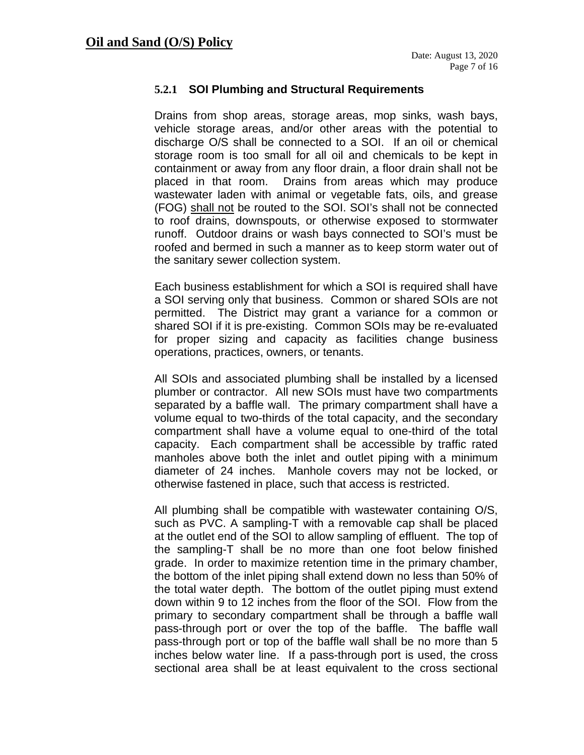#### 5.2.1 SOI Plumbing and Structural Requirements

Drains from shop areas, storage areas, mop sinks, wash bays, vehicle storage areas, and/or other areas with the potential to discharge O/S shall be connected to a SOI. If an oil or chemical storage room is too small for all oil and chemicals to be kept in containment or away from any floor drain, a floor drain shall not be placed in that room. Drains from areas which may produce wastewater laden with animal or vegetable fats, oils, and grease (FOG) shall not be routed to the SOI. SOI's shall not be connected to roof drains, downspouts, or otherwise exposed to stormwater runoff. Outdoor drains or wash bays connected to SOI's must be roofed and bermed in such a manner as to keep storm water out of the sanitary sewer collection system.

Each business establishment for which a SOI is required shall have a SOI serving only that business. Common or shared SOIs are not permitted. The District may grant a variance for a common or shared SOI if it is pre-existing. Common SOIs may be re-evaluated for proper sizing and capacity as facilities change business operations, practices, owners, or tenants.

All SOIs and associated plumbing shall be installed by a licensed plumber or contractor. All new SOIs must have two compartments separated by a baffle wall. The primary compartment shall have a volume equal to two-thirds of the total capacity, and the secondary compartment shall have a volume equal to one-third of the total capacity. Each compartment shall be accessible by traffic rated manholes above both the inlet and outlet piping with a minimum diameter of 24 inches. Manhole covers may not be locked, or otherwise fastened in place, such that access is restricted.

All plumbing shall be compatible with wastewater containing O/S, such as PVC. A sampling-T with a removable cap shall be placed at the outlet end of the SOI to allow sampling of effluent. The top of the sampling-T shall be no more than one foot below finished grade. In order to maximize retention time in the primary chamber, the bottom of the inlet piping shall extend down no less than 50% of the total water depth. The bottom of the outlet piping must extend down within 9 to 12 inches from the floor of the SOI. Flow from the primary to secondary compartment shall be through a baffle wall pass-through port or over the top of the baffle. The baffle wall pass-through port or top of the baffle wall shall be no more than 5 inches below water line. If a pass-through port is used, the cross sectional area shall be at least equivalent to the cross sectional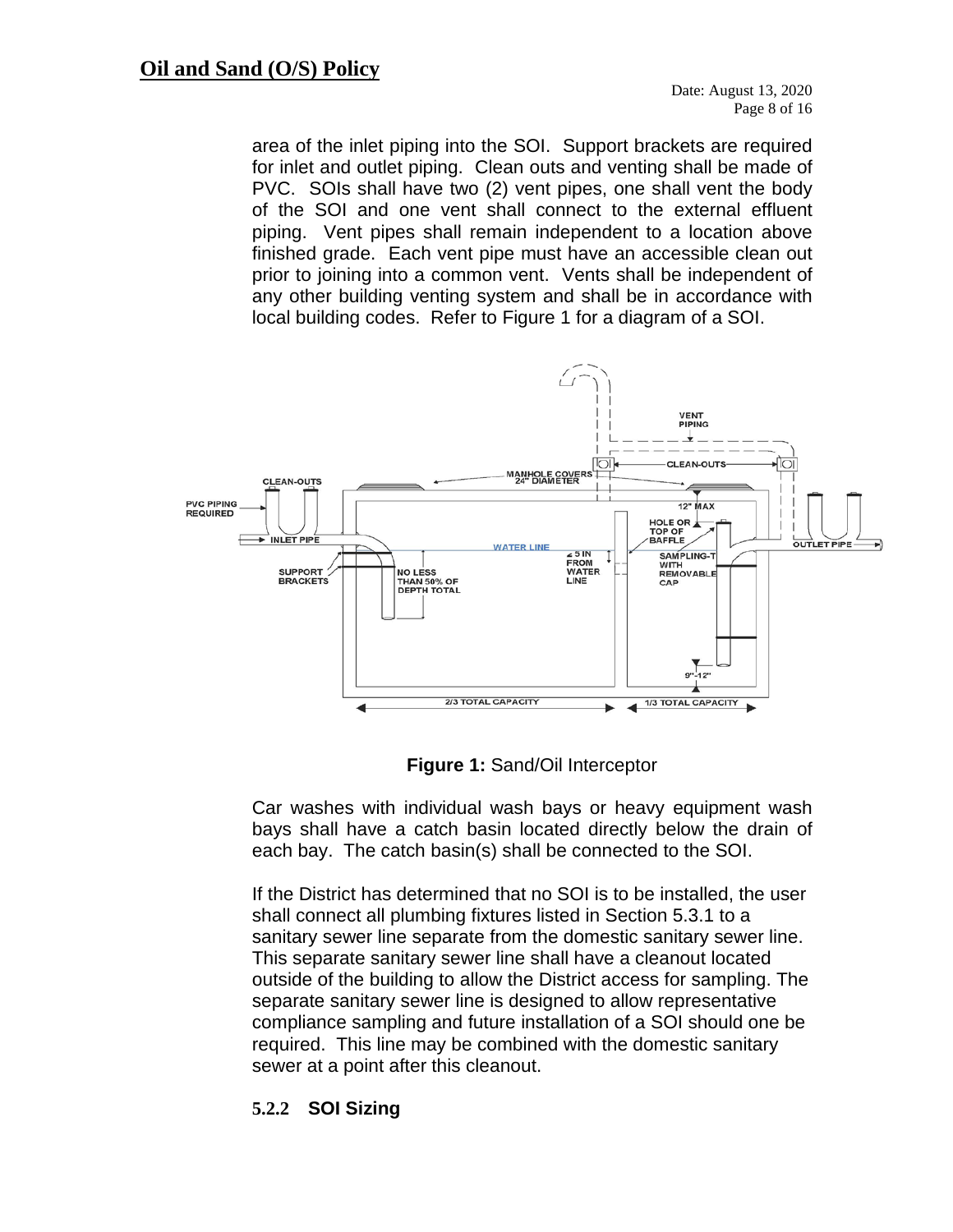area of the inlet piping into the SOI. Support brackets are required for inlet and outlet piping. Clean outs and venting shall be made of PVC. SOIs shall have two (2) vent pipes, one shall vent the body of the SOI and one vent shall connect to the external effluent piping. Vent pipes shall remain independent to a location above finished grade. Each vent pipe must have an accessible clean out prior to joining into a common vent. Vents shall be independent of any other building venting system and shall be in accordance with local building codes. Refer to Figure 1 for a diagram of a SOI.

**Figure 1:** Sand/Oil Interceptor

Car washes with individual wash bays or heavy equipment wash bays shall have a catch basin located directly below the drain of each bay. The catch basin(s) shall be connected to the SOI.

If the District has determined that no SOI is to be installed, the user shall connect all plumbing fixtures listed in Section 5.3.1 to a sanitary sewer line separate from the domestic sanitary sewer line. This separate sanitary sewer line shall have a cleanout located outside of the building to allow the District access for sampling. The separate sanitary sewer line is designed to allow representative compliance sampling and future installation of a SOI should one be required. This line may be combined with the domestic sanitary sewer at a point after this cleanout.

### 5.2.2 SOI Sizing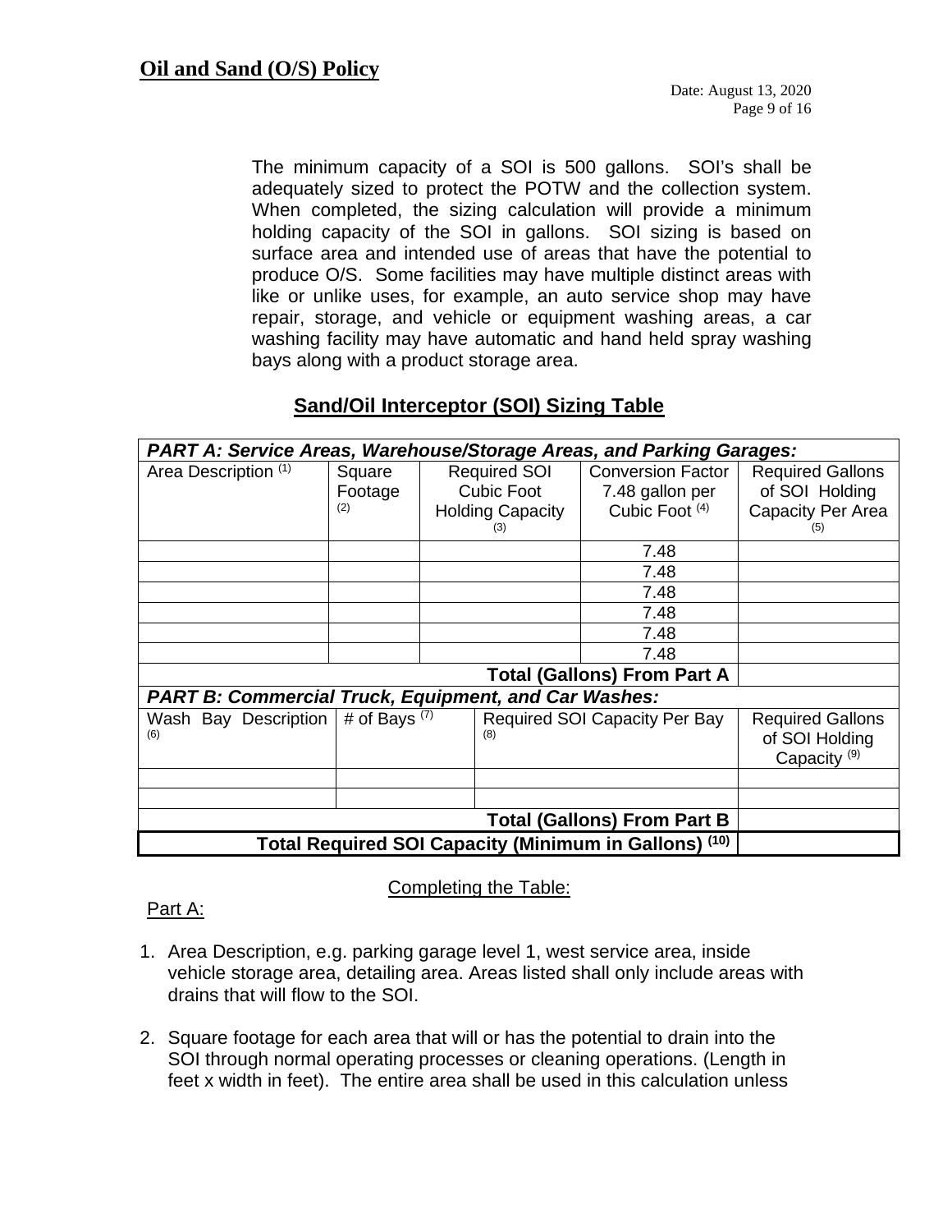The minimum capacity of a SOI is 500 gallons. SOI's shall be adequately sized to protect the POTW and the collection system. When completed, the sizing calculation will provide a minimum holding capacity of the SOI in gallons. SOI sizing is based on surface area and intended use of areas that have the potential to produce O/S. Some facilities may have multiple distinct areas with like or unlike uses, for example, an auto service shop may have repair, storage, and vehicle or equipment washing areas, a car washing facility may have automatic and hand held spray washing bays along with a product storage area.

## Sand/Oil Interceptor (SOI) Sizing Table

| ***PART A: Service Areas, Warehouse/Storage Areas, and Parking Garages:*** | | | | |
|---|---|---|---|---|
| Area Description (1) | Square Footage (2) | Required SOI Cubic Foot Holding Capacity (3) | Conversion Factor 7.48 gallon per Cubic Foot (4) | Required Gallons of SOI Holding Capacity Per Area (5) |
| | | | 7.48 | |
| | | | 7.48 | |
| | | | 7.48 | |
| | | | 7.48 | |
| | | | 7.48 | |
| | | | 7.48 | |
| | | | **Total (Gallons) From Part A** | |
| ***PART B: Commercial Truck, Equipment, and Car Washes:*** | | | | |
| Wash Bay Description (6) | # of Bays (7) | Required SOI Capacity Per Bay (8) | | Required Gallons of SOI Holding Capacity (9) |
| | | | | |
| | | | | |
| | | | **Total (Gallons) From Part B** | |
| | | | **Total Required SOI Capacity (Minimum in Gallons) (10)** | |

Completing the Table:

Part A:

1. Area Description, e.g. parking garage level 1, west service area, inside vehicle storage area, detailing area. Areas listed shall only include areas with drains that will flow to the SOI.

2. Square footage for each area that will or has the potential to drain into the SOI through normal operating processes or cleaning operations. (Length in feet x width in feet). The entire area shall be used in this calculation unless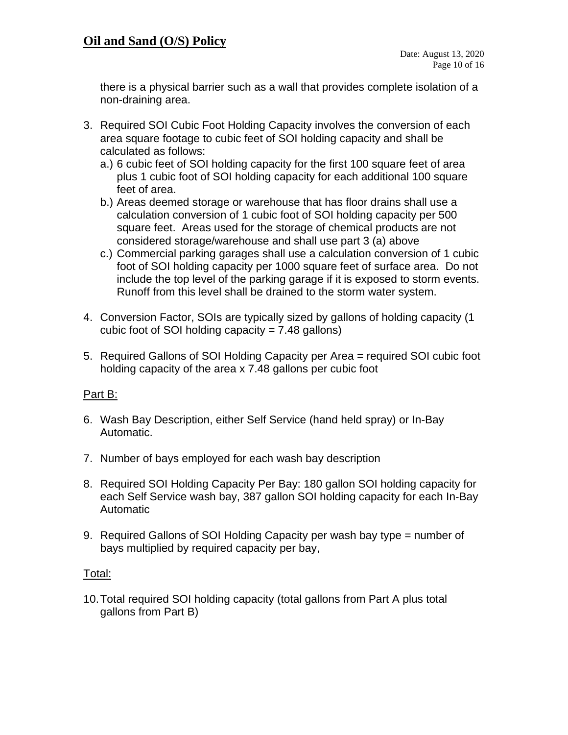there is a physical barrier such as a wall that provides complete isolation of a non-draining area.

3. Required SOI Cubic Foot Holding Capacity involves the conversion of each area square footage to cubic feet of SOI holding capacity and shall be calculated as follows:
   a.) 6 cubic feet of SOI holding capacity for the first 100 square feet of area plus 1 cubic foot of SOI holding capacity for each additional 100 square feet of area.
   b.) Areas deemed storage or warehouse that has floor drains shall use a calculation conversion of 1 cubic foot of SOI holding capacity per 500 square feet. Areas used for the storage of chemical products are not considered storage/warehouse and shall use part 3 (a) above
   c.) Commercial parking garages shall use a calculation conversion of 1 cubic foot of SOI holding capacity per 1000 square feet of surface area. Do not include the top level of the parking garage if it is exposed to storm events. Runoff from this level shall be drained to the storm water system.

4. Conversion Factor, SOIs are typically sized by gallons of holding capacity (1 cubic foot of SOI holding capacity = 7.48 gallons)

5. Required Gallons of SOI Holding Capacity per Area = required SOI cubic foot holding capacity of the area x 7.48 gallons per cubic foot

Part B:

6. Wash Bay Description, either Self Service (hand held spray) or In-Bay Automatic.

7. Number of bays employed for each wash bay description

8. Required SOI Holding Capacity Per Bay: 180 gallon SOI holding capacity for each Self Service wash bay, 387 gallon SOI holding capacity for each In-Bay Automatic

9. Required Gallons of SOI Holding Capacity per wash bay type = number of bays multiplied by required capacity per bay,

Total:

10. Total required SOI holding capacity (total gallons from Part A plus total gallons from Part B)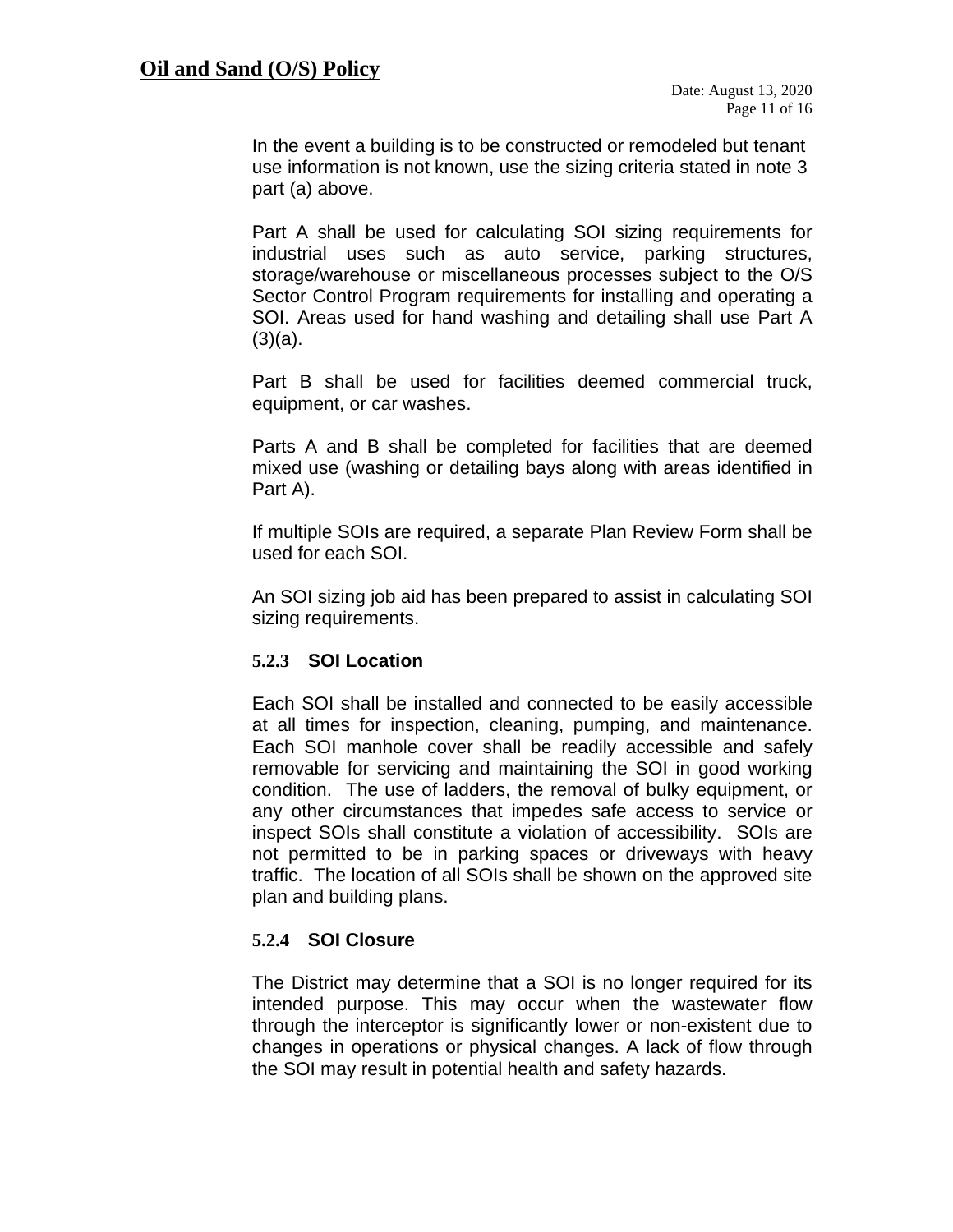In the event a building is to be constructed or remodeled but tenant use information is not known, use the sizing criteria stated in note 3 part (a) above.

Part A shall be used for calculating SOI sizing requirements for industrial uses such as auto service, parking structures, storage/warehouse or miscellaneous processes subject to the O/S Sector Control Program requirements for installing and operating a SOI. Areas used for hand washing and detailing shall use Part A (3)(a).

Part B shall be used for facilities deemed commercial truck, equipment, or car washes.

Parts A and B shall be completed for facilities that are deemed mixed use (washing or detailing bays along with areas identified in Part A).

If multiple SOIs are required, a separate Plan Review Form shall be used for each SOI.

An SOI sizing job aid has been prepared to assist in calculating SOI sizing requirements.

#### 5.2.3 SOI Location

Each SOI shall be installed and connected to be easily accessible at all times for inspection, cleaning, pumping, and maintenance. Each SOI manhole cover shall be readily accessible and safely removable for servicing and maintaining the SOI in good working condition. The use of ladders, the removal of bulky equipment, or any other circumstances that impedes safe access to service or inspect SOIs shall constitute a violation of accessibility. SOIs are not permitted to be in parking spaces or driveways with heavy traffic. The location of all SOIs shall be shown on the approved site plan and building plans.

#### 5.2.4 SOI Closure

The District may determine that a SOI is no longer required for its intended purpose. This may occur when the wastewater flow through the interceptor is significantly lower or non-existent due to changes in operations or physical changes. A lack of flow through the SOI may result in potential health and safety hazards.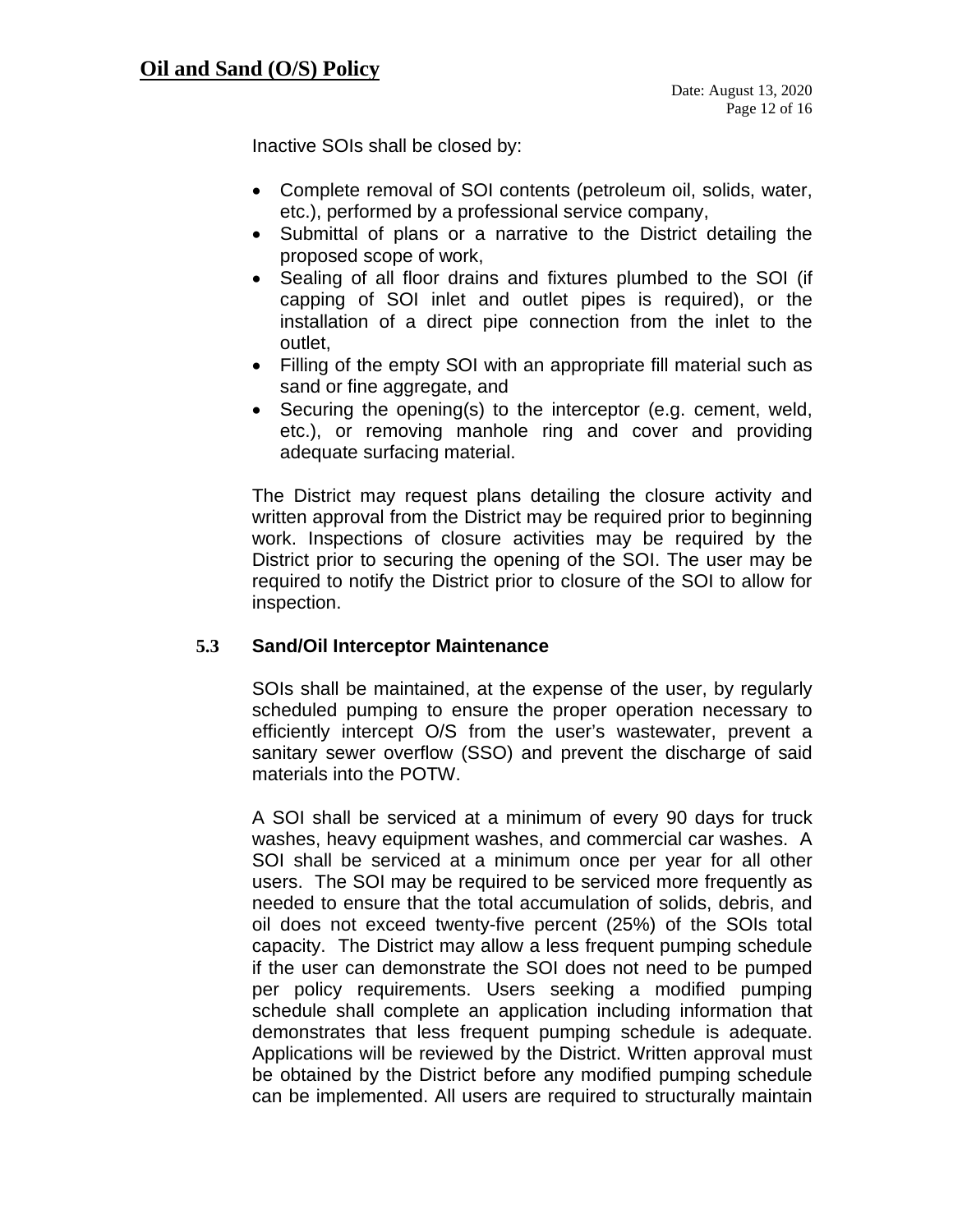Inactive SOIs shall be closed by:

- Complete removal of SOI contents (petroleum oil, solids, water, etc.), performed by a professional service company,
- Submittal of plans or a narrative to the District detailing the proposed scope of work,
- Sealing of all floor drains and fixtures plumbed to the SOI (if capping of SOI inlet and outlet pipes is required), or the installation of a direct pipe connection from the inlet to the outlet,
- Filling of the empty SOI with an appropriate fill material such as sand or fine aggregate, and
- Securing the opening(s) to the interceptor (e.g. cement, weld, etc.), or removing manhole ring and cover and providing adequate surfacing material.

The District may request plans detailing the closure activity and written approval from the District may be required prior to beginning work. Inspections of closure activities may be required by the District prior to securing the opening of the SOI. The user may be required to notify the District prior to closure of the SOI to allow for inspection.

### 5.3 Sand/Oil Interceptor Maintenance

SOIs shall be maintained, at the expense of the user, by regularly scheduled pumping to ensure the proper operation necessary to efficiently intercept O/S from the user's wastewater, prevent a sanitary sewer overflow (SSO) and prevent the discharge of said materials into the POTW.

A SOI shall be serviced at a minimum of every 90 days for truck washes, heavy equipment washes, and commercial car washes. A SOI shall be serviced at a minimum once per year for all other users. The SOI may be required to be serviced more frequently as needed to ensure that the total accumulation of solids, debris, and oil does not exceed twenty-five percent (25%) of the SOIs total capacity. The District may allow a less frequent pumping schedule if the user can demonstrate the SOI does not need to be pumped per policy requirements. Users seeking a modified pumping schedule shall complete an application including information that demonstrates that less frequent pumping schedule is adequate. Applications will be reviewed by the District. Written approval must be obtained by the District before any modified pumping schedule can be implemented. All users are required to structurally maintain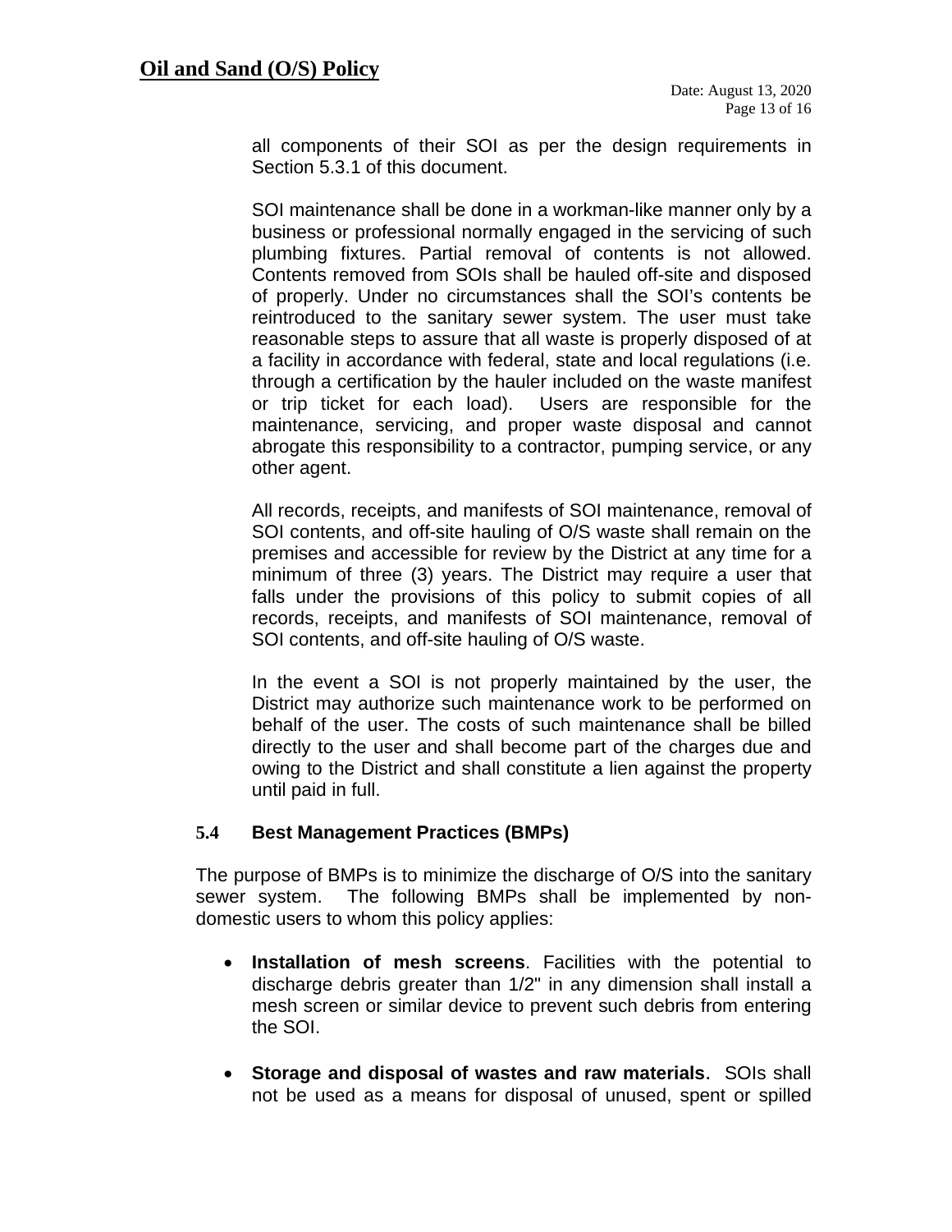all components of their SOI as per the design requirements in Section 5.3.1 of this document.

SOI maintenance shall be done in a workman-like manner only by a business or professional normally engaged in the servicing of such plumbing fixtures. Partial removal of contents is not allowed. Contents removed from SOIs shall be hauled off-site and disposed of properly. Under no circumstances shall the SOI's contents be reintroduced to the sanitary sewer system. The user must take reasonable steps to assure that all waste is properly disposed of at a facility in accordance with federal, state and local regulations (i.e. through a certification by the hauler included on the waste manifest or trip ticket for each load). Users are responsible for the maintenance, servicing, and proper waste disposal and cannot abrogate this responsibility to a contractor, pumping service, or any other agent.

All records, receipts, and manifests of SOI maintenance, removal of SOI contents, and off-site hauling of O/S waste shall remain on the premises and accessible for review by the District at any time for a minimum of three (3) years. The District may require a user that falls under the provisions of this policy to submit copies of all records, receipts, and manifests of SOI maintenance, removal of SOI contents, and off-site hauling of O/S waste.

In the event a SOI is not properly maintained by the user, the District may authorize such maintenance work to be performed on behalf of the user. The costs of such maintenance shall be billed directly to the user and shall become part of the charges due and owing to the District and shall constitute a lien against the property until paid in full.

### 5.4 Best Management Practices (BMPs)

The purpose of BMPs is to minimize the discharge of O/S into the sanitary sewer system. The following BMPs shall be implemented by non-domestic users to whom this policy applies:

- **Installation of mesh screens**. Facilities with the potential to discharge debris greater than 1/2" in any dimension shall install a mesh screen or similar device to prevent such debris from entering the SOI.

- **Storage and disposal of wastes and raw materials**. SOIs shall not be used as a means for disposal of unused, spent or spilled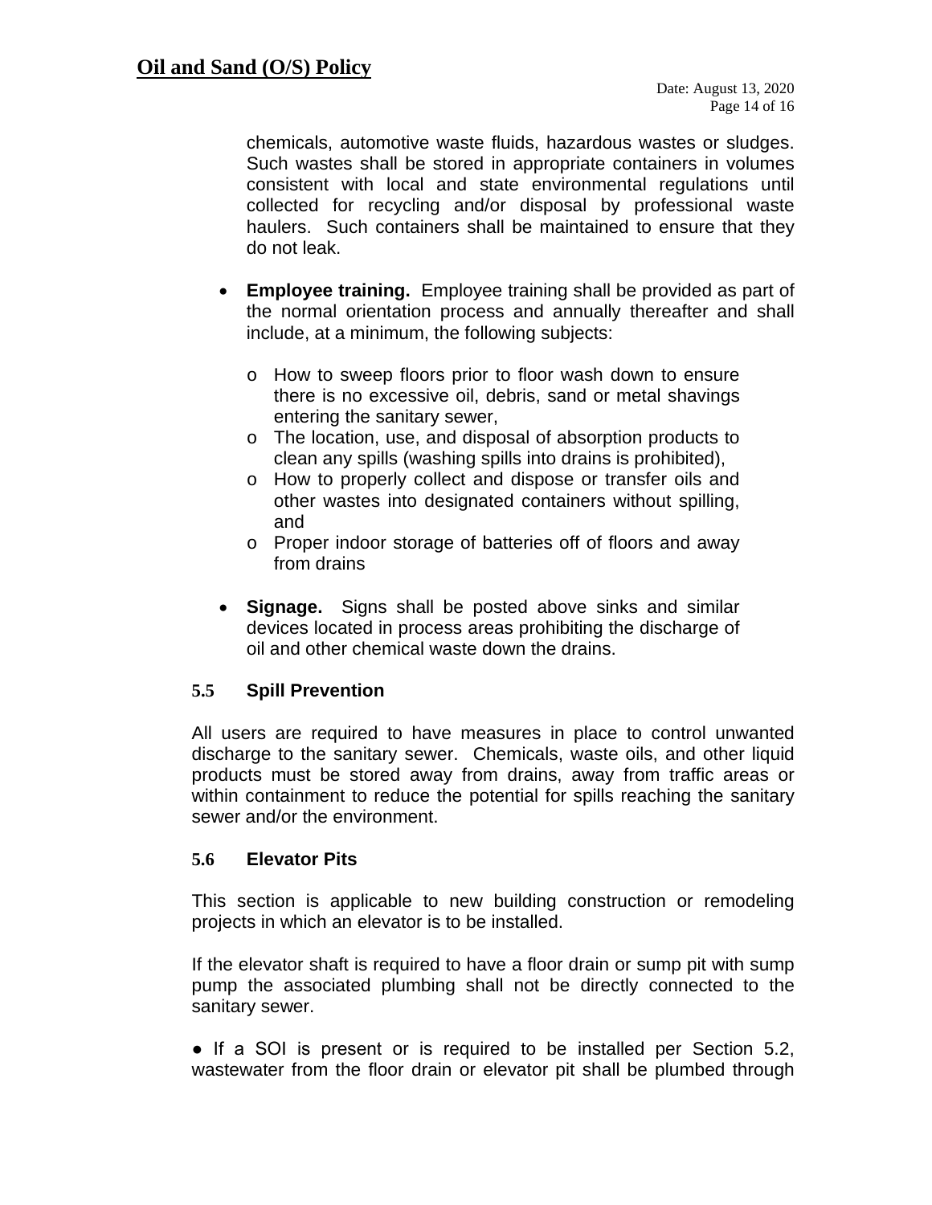chemicals, automotive waste fluids, hazardous wastes or sludges. Such wastes shall be stored in appropriate containers in volumes consistent with local and state environmental regulations until collected for recycling and/or disposal by professional waste haulers. Such containers shall be maintained to ensure that they do not leak.

- **Employee training.** Employee training shall be provided as part of the normal orientation process and annually thereafter and shall include, at a minimum, the following subjects:
    - How to sweep floors prior to floor wash down to ensure there is no excessive oil, debris, sand or metal shavings entering the sanitary sewer,
    - The location, use, and disposal of absorption products to clean any spills (washing spills into drains is prohibited),
    - How to properly collect and dispose or transfer oils and other wastes into designated containers without spilling, and
    - Proper indoor storage of batteries off of floors and away from drains
- **Signage.** Signs shall be posted above sinks and similar devices located in process areas prohibiting the discharge of oil and other chemical waste down the drains.

### 5.5 Spill Prevention

All users are required to have measures in place to control unwanted discharge to the sanitary sewer. Chemicals, waste oils, and other liquid products must be stored away from drains, away from traffic areas or within containment to reduce the potential for spills reaching the sanitary sewer and/or the environment.

### 5.6 Elevator Pits

This section is applicable to new building construction or remodeling projects in which an elevator is to be installed.

If the elevator shaft is required to have a floor drain or sump pit with sump pump the associated plumbing shall not be directly connected to the sanitary sewer.

- If a SOI is present or is required to be installed per Section 5.2, wastewater from the floor drain or elevator pit shall be plumbed through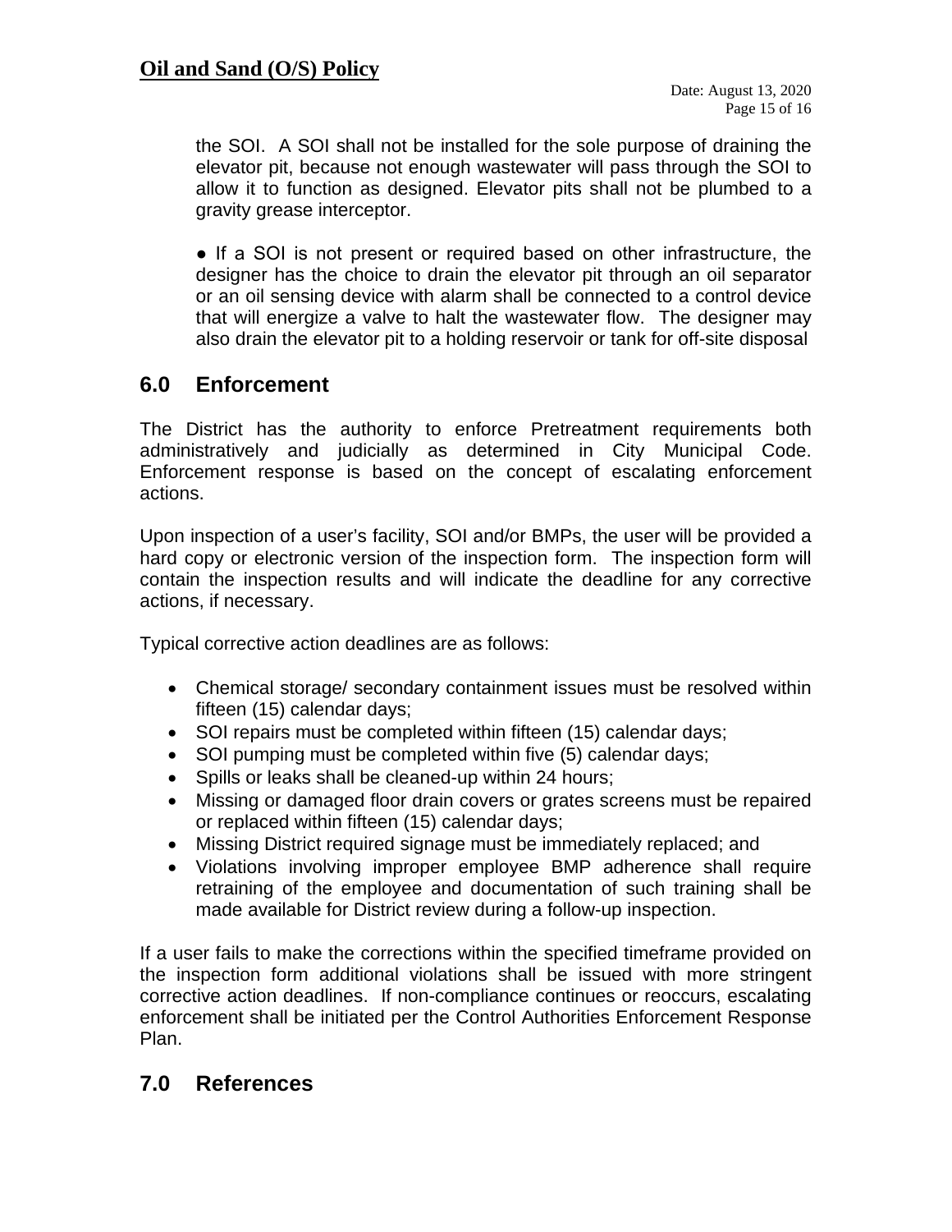the SOI. A SOI shall not be installed for the sole purpose of draining the elevator pit, because not enough wastewater will pass through the SOI to allow it to function as designed. Elevator pits shall not be plumbed to a gravity grease interceptor.

● If a SOI is not present or required based on other infrastructure, the designer has the choice to drain the elevator pit through an oil separator or an oil sensing device with alarm shall be connected to a control device that will energize a valve to halt the wastewater flow. The designer may also drain the elevator pit to a holding reservoir or tank for off-site disposal

## 6.0 Enforcement

The District has the authority to enforce Pretreatment requirements both administratively and judicially as determined in City Municipal Code. Enforcement response is based on the concept of escalating enforcement actions.

Upon inspection of a user's facility, SOI and/or BMPs, the user will be provided a hard copy or electronic version of the inspection form. The inspection form will contain the inspection results and will indicate the deadline for any corrective actions, if necessary.

Typical corrective action deadlines are as follows:

- Chemical storage/ secondary containment issues must be resolved within fifteen (15) calendar days;
- SOI repairs must be completed within fifteen (15) calendar days;
- SOI pumping must be completed within five (5) calendar days;
- Spills or leaks shall be cleaned-up within 24 hours;
- Missing or damaged floor drain covers or grates screens must be repaired or replaced within fifteen (15) calendar days;
- Missing District required signage must be immediately replaced; and
- Violations involving improper employee BMP adherence shall require retraining of the employee and documentation of such training shall be made available for District review during a follow-up inspection.

If a user fails to make the corrections within the specified timeframe provided on the inspection form additional violations shall be issued with more stringent corrective action deadlines. If non-compliance continues or reoccurs, escalating enforcement shall be initiated per the Control Authorities Enforcement Response Plan.

## 7.0 References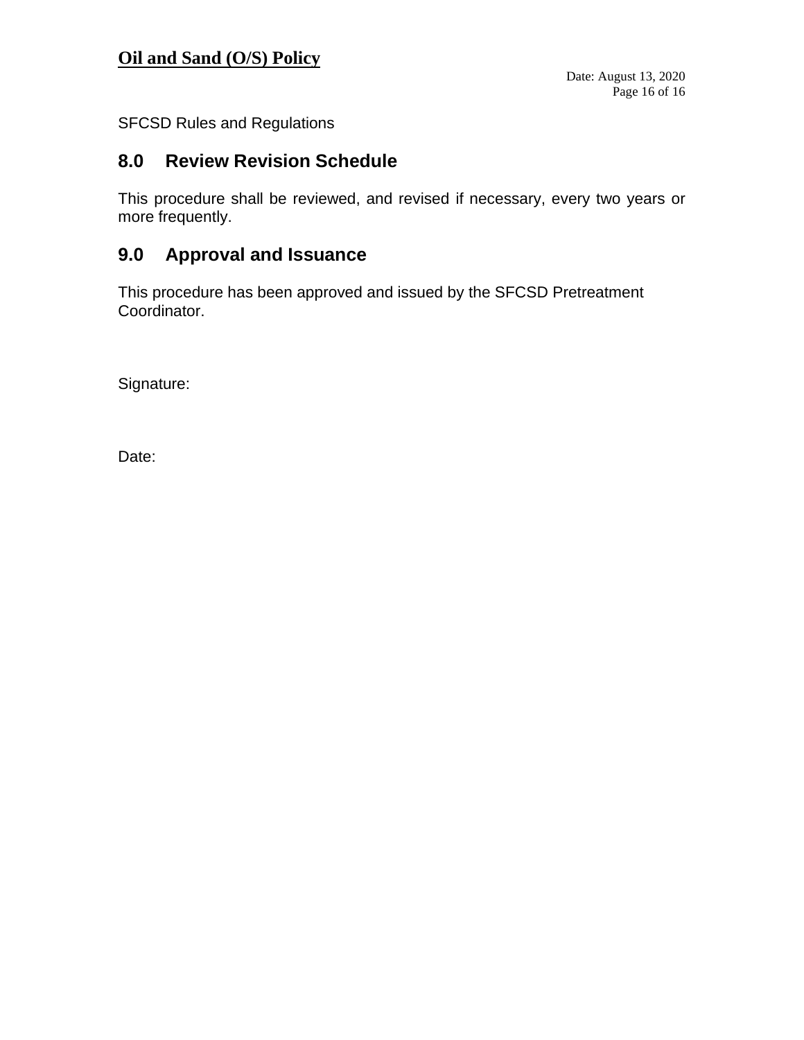SFCSD Rules and Regulations

## 8.0 Review Revision Schedule

This procedure shall be reviewed, and revised if necessary, every two years or more frequently.

## 9.0 Approval and Issuance

This procedure has been approved and issued by the SFCSD Pretreatment Coordinator.

Signature:

Date: